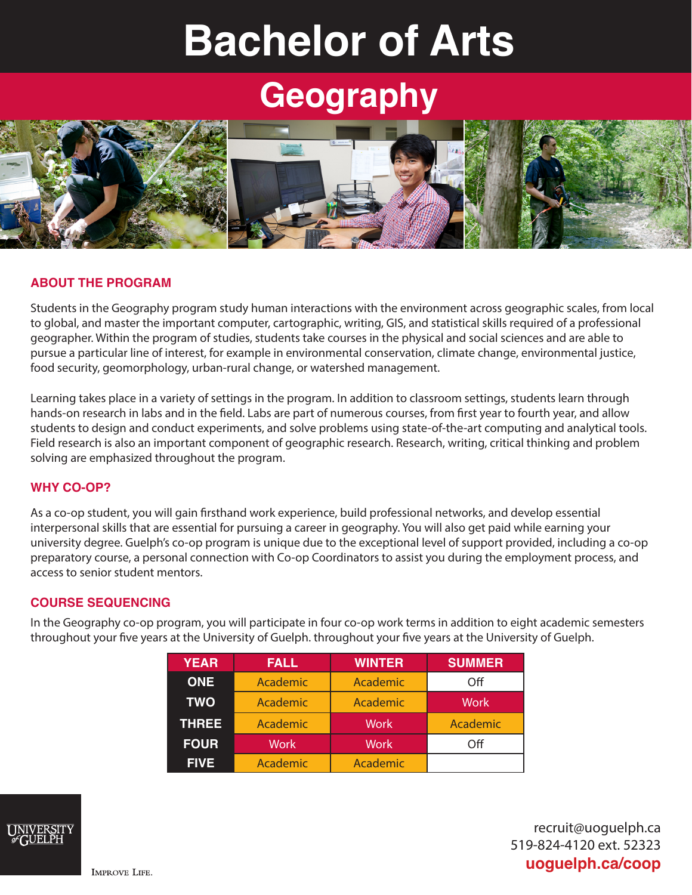# Bachelor of Arts

## Geography

### ABOUT THE PROGRAM

Students in the Geography program study human interactions with the environment across geographic scales, from local to global, and master the important computer, cartographic, writing, GIS, and statistical skills required of a professional geographer. Within the program of studies, students take courses in the physical and social sciences and are able to pursue a particular line of interest, for example in environmental conservation, climate change, environmental justice, food security, geomorphology, urban-rural change, or watershed management.

Learning takes place in a variety of settings in the program. In addition to classroom settings, students learn through hands-on research in labs and in the field. Labs are part of numerous courses, from first year to fourth year, and allow students to design and conduct experiments, and solve problems using state-of-the-art computing and analytical tools. Field research is also an important component of geographic research. Research, writing, critical thinking and problem solving are emphasized throughout the program.

### WHY CO-OP?

As a co-op student, you will gain firsthand work experience, build professional networks, and develop essential interpersonal skills that are essential for pursuing a career in geography. You will also get paid while earning your university degree. Guelph's co-op program is unique due to the exceptional level of support provided, including a co-op preparatory course, a personal connection with Co-op Coordinators to assist you during the employment process, and access to senior student mentors.

### COURSE SEQUENCING

In the Geography co-op program, you will participate in four co-op work terms in addition to eight academic semesters throughout your five years at the University of Guelph. throughout your five years at the University of Guelph.

| YEAR | FALL | WINTER | SUMMER |
|---|---|---|---|
| ONE | Academic | Academic | Off |
| TWO | Academic | Academic | Work |
| THREE | Academic | Work | Academic |
| FOUR | Work | Work | Off |
| FIVE | Academic | Academic | |

UNIVERSITY of GUELPH

IMPROVE LIFE.

recruit@uoguelph.ca
519-824-4120 ext. 52323
**uoguelph.ca/coop**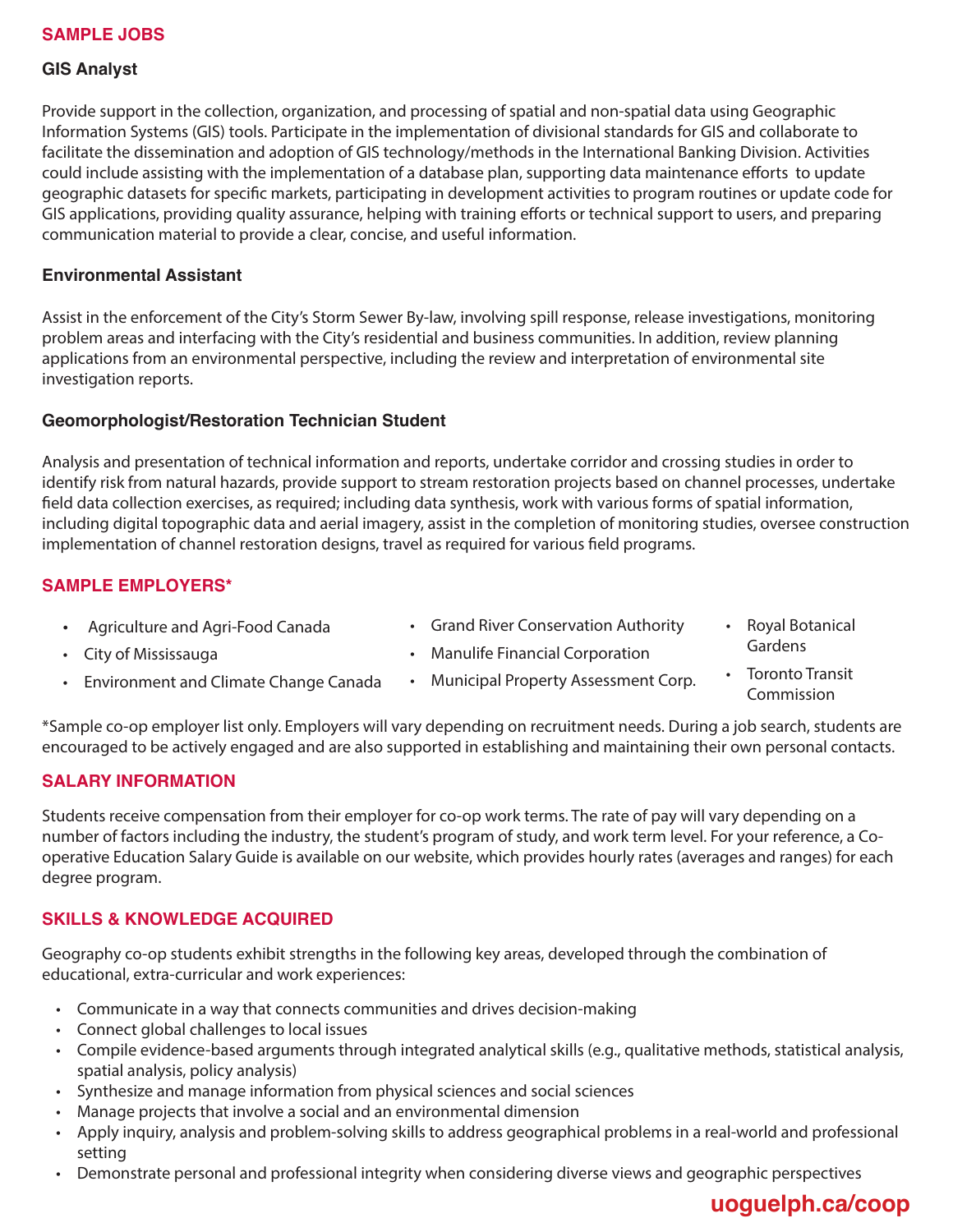## SAMPLE JOBS

### GIS Analyst

Provide support in the collection, organization, and processing of spatial and non-spatial data using Geographic Information Systems (GIS) tools. Participate in the implementation of divisional standards for GIS and collaborate to facilitate the dissemination and adoption of GIS technology/methods in the International Banking Division. Activities could include assisting with the implementation of a database plan, supporting data maintenance efforts to update geographic datasets for specific markets, participating in development activities to program routines or update code for GIS applications, providing quality assurance, helping with training efforts or technical support to users, and preparing communication material to provide a clear, concise, and useful information.

### Environmental Assistant

Assist in the enforcement of the City's Storm Sewer By-law, involving spill response, release investigations, monitoring problem areas and interfacing with the City's residential and business communities. In addition, review planning applications from an environmental perspective, including the review and interpretation of environmental site investigation reports.

### Geomorphologist/Restoration Technician Student

Analysis and presentation of technical information and reports, undertake corridor and crossing studies in order to identify risk from natural hazards, provide support to stream restoration projects based on channel processes, undertake field data collection exercises, as required; including data synthesis, work with various forms of spatial information, including digital topographic data and aerial imagery, assist in the completion of monitoring studies, oversee construction implementation of channel restoration designs, travel as required for various field programs.

## SAMPLE EMPLOYERS*

- Agriculture and Agri-Food Canada
- City of Mississauga
- Environment and Climate Change Canada
- Grand River Conservation Authority
- Manulife Financial Corporation
- Municipal Property Assessment Corp.
- Royal Botanical Gardens
- Toronto Transit Commission

*Sample co-op employer list only. Employers will vary depending on recruitment needs. During a job search, students are encouraged to be actively engaged and are also supported in establishing and maintaining their own personal contacts.

## SALARY INFORMATION

Students receive compensation from their employer for co-op work terms. The rate of pay will vary depending on a number of factors including the industry, the student's program of study, and work term level. For your reference, a Co-operative Education Salary Guide is available on our website, which provides hourly rates (averages and ranges) for each degree program.

## SKILLS & KNOWLEDGE ACQUIRED

Geography co-op students exhibit strengths in the following key areas, developed through the combination of educational, extra-curricular and work experiences:

- Communicate in a way that connects communities and drives decision-making
- Connect global challenges to local issues
- Compile evidence-based arguments through integrated analytical skills (e.g., qualitative methods, statistical analysis, spatial analysis, policy analysis)
- Synthesize and manage information from physical sciences and social sciences
- Manage projects that involve a social and an environmental dimension
- Apply inquiry, analysis and problem-solving skills to address geographical problems in a real-world and professional setting
- Demonstrate personal and professional integrity when considering diverse views and geographic perspectives

**uoguelph.ca/coop**